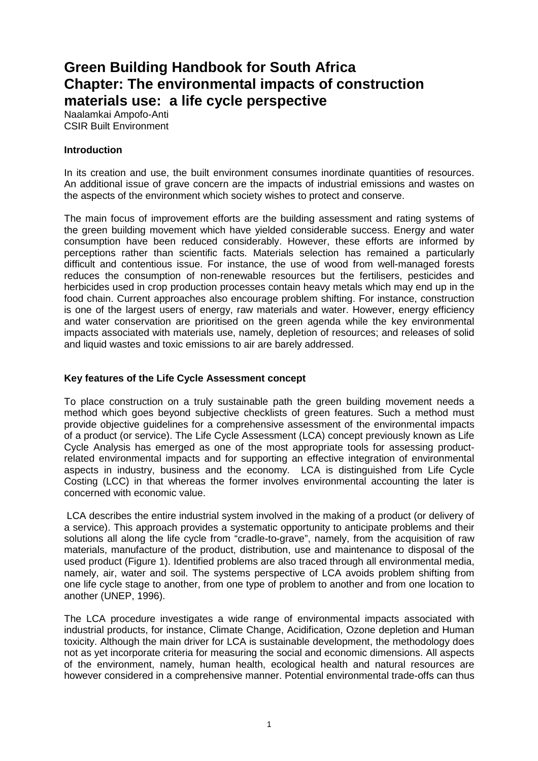# Green Building Handbook for South Africa
# Chapter: The environmental impacts of construction materials use: a life cycle perspective

Naalamkai Ampofo-Anti
CSIR Built Environment

**Introduction**

In its creation and use, the built environment consumes inordinate quantities of resources. An additional issue of grave concern are the impacts of industrial emissions and wastes on the aspects of the environment which society wishes to protect and conserve.

The main focus of improvement efforts are the building assessment and rating systems of the green building movement which have yielded considerable success. Energy and water consumption have been reduced considerably. However, these efforts are informed by perceptions rather than scientific facts. Materials selection has remained a particularly difficult and contentious issue. For instance, the use of wood from well-managed forests reduces the consumption of non-renewable resources but the fertilisers, pesticides and herbicides used in crop production processes contain heavy metals which may end up in the food chain. Current approaches also encourage problem shifting. For instance, construction is one of the largest users of energy, raw materials and water. However, energy efficiency and water conservation are prioritised on the green agenda while the key environmental impacts associated with materials use, namely, depletion of resources; and releases of solid and liquid wastes and toxic emissions to air are barely addressed.

**Key features of the Life Cycle Assessment concept**

To place construction on a truly sustainable path the green building movement needs a method which goes beyond subjective checklists of green features. Such a method must provide objective guidelines for a comprehensive assessment of the environmental impacts of a product (or service). The Life Cycle Assessment (LCA) concept previously known as Life Cycle Analysis has emerged as one of the most appropriate tools for assessing product-related environmental impacts and for supporting an effective integration of environmental aspects in industry, business and the economy. LCA is distinguished from Life Cycle Costing (LCC) in that whereas the former involves environmental accounting the later is concerned with economic value.

LCA describes the entire industrial system involved in the making of a product (or delivery of a service). This approach provides a systematic opportunity to anticipate problems and their solutions all along the life cycle from "cradle-to-grave", namely, from the acquisition of raw materials, manufacture of the product, distribution, use and maintenance to disposal of the used product (Figure 1). Identified problems are also traced through all environmental media, namely, air, water and soil. The systems perspective of LCA avoids problem shifting from one life cycle stage to another, from one type of problem to another and from one location to another (UNEP, 1996).

The LCA procedure investigates a wide range of environmental impacts associated with industrial products, for instance, Climate Change, Acidification, Ozone depletion and Human toxicity. Although the main driver for LCA is sustainable development, the methodology does not as yet incorporate criteria for measuring the social and economic dimensions. All aspects of the environment, namely, human health, ecological health and natural resources are however considered in a comprehensive manner. Potential environmental trade-offs can thus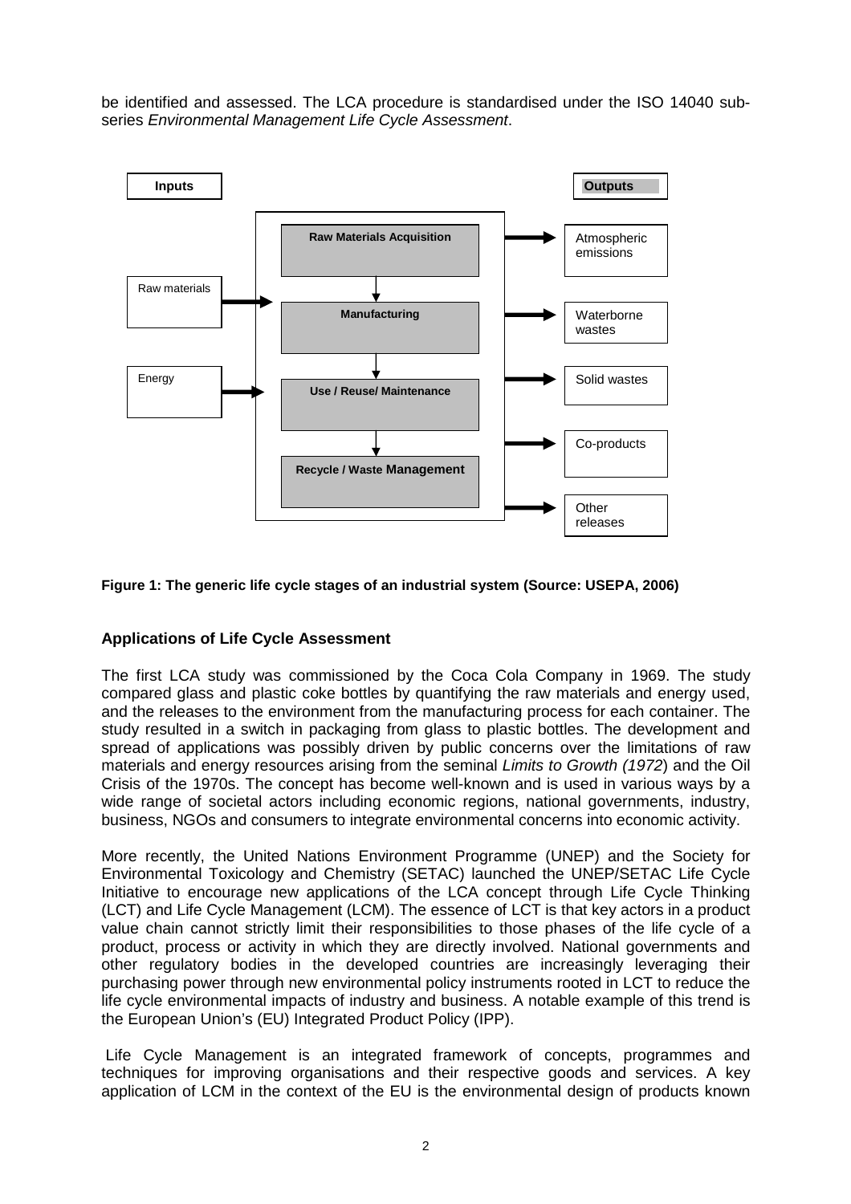be identified and assessed. The LCA procedure is standardised under the ISO 14040 sub-series *Environmental Management Life Cycle Assessment*.

| Inputs | Life cycle stages | Outputs |
| --- | --- | --- |
| Raw materials | Raw Materials Acquisition | Atmospheric emissions |
| Energy | Manufacturing | Waterborne wastes |
| | Use / Reuse/ Maintenance | Solid wastes |
| | Recycle / Waste Management | Co-products |
| | | Other releases |

**Figure 1: The generic life cycle stages of an industrial system (Source: USEPA, 2006)**

## Applications of Life Cycle Assessment

The first LCA study was commissioned by the Coca Cola Company in 1969. The study compared glass and plastic coke bottles by quantifying the raw materials and energy used, and the releases to the environment from the manufacturing process for each container. The study resulted in a switch in packaging from glass to plastic bottles. The development and spread of applications was possibly driven by public concerns over the limitations of raw materials and energy resources arising from the seminal *Limits to Growth (1972*) and the Oil Crisis of the 1970s. The concept has become well-known and is used in various ways by a wide range of societal actors including economic regions, national governments, industry, business, NGOs and consumers to integrate environmental concerns into economic activity.

More recently, the United Nations Environment Programme (UNEP) and the Society for Environmental Toxicology and Chemistry (SETAC) launched the UNEP/SETAC Life Cycle Initiative to encourage new applications of the LCA concept through Life Cycle Thinking (LCT) and Life Cycle Management (LCM). The essence of LCT is that key actors in a product value chain cannot strictly limit their responsibilities to those phases of the life cycle of a product, process or activity in which they are directly involved. National governments and other regulatory bodies in the developed countries are increasingly leveraging their purchasing power through new environmental policy instruments rooted in LCT to reduce the life cycle environmental impacts of industry and business. A notable example of this trend is the European Union's (EU) Integrated Product Policy (IPP).

Life Cycle Management is an integrated framework of concepts, programmes and techniques for improving organisations and their respective goods and services. A key application of LCM in the context of the EU is the environmental design of products known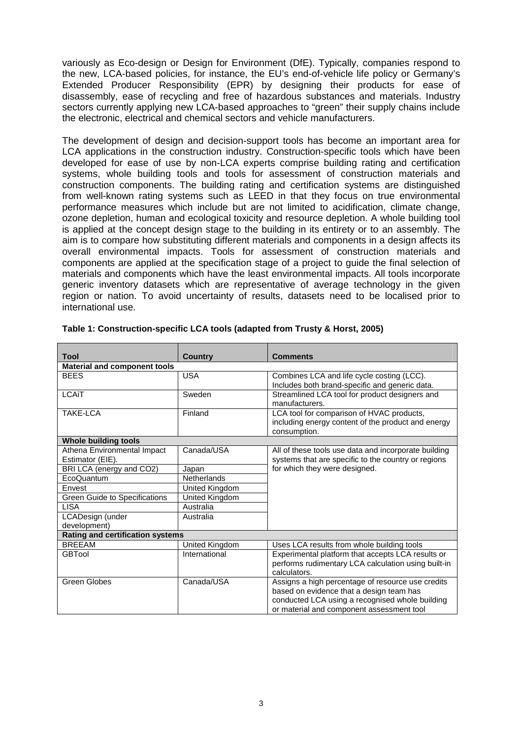variously as Eco-design or Design for Environment (DfE). Typically, companies respond to the new, LCA-based policies, for instance, the EU's end-of-vehicle life policy or Germany's Extended Producer Responsibility (EPR) by designing their products for ease of disassembly, ease of recycling and free of hazardous substances and materials. Industry sectors currently applying new LCA-based approaches to "green" their supply chains include the electronic, electrical and chemical sectors and vehicle manufacturers.

The development of design and decision-support tools has become an important area for LCA applications in the construction industry. Construction-specific tools which have been developed for ease of use by non-LCA experts comprise building rating and certification systems, whole building tools and tools for assessment of construction materials and construction components. The building rating and certification systems are distinguished from well-known rating systems such as LEED in that they focus on true environmental performance measures which include but are not limited to acidification, climate change, ozone depletion, human and ecological toxicity and resource depletion. A whole building tool is applied at the concept design stage to the building in its entirety or to an assembly. The aim is to compare how substituting different materials and components in a design affects its overall environmental impacts. Tools for assessment of construction materials and components are applied at the specification stage of a project to guide the final selection of materials and components which have the least environmental impacts. All tools incorporate generic inventory datasets which are representative of average technology in the given region or nation. To avoid uncertainty of results, datasets need to be localised prior to international use.

**Table 1: Construction-specific LCA tools (adapted from Trusty & Horst, 2005)**

| Tool | Country | Comments |
|---|---|---|
| **Material and component tools** | | |
| BEES | USA | Combines LCA and life cycle costing (LCC). Includes both brand-specific and generic data. |
| LCAiT | Sweden | Streamlined LCA tool for product designers and manufacturers. |
| TAKE-LCA | Finland | LCA tool for comparison of HVAC products, including energy content of the product and energy consumption. |
| **Whole building tools** | | |
| Athena Environmental Impact Estimator (EIE). | Canada/USA | All of these tools use data and incorporate building systems that are specific to the country or regions for which they were designed. |
| BRI LCA (energy and CO2) | Japan | |
| EcoQuantum | Netherlands | |
| Envest | United Kingdom | |
| Green Guide to Specifications | United Kingdom | |
| LISA | Australia | |
| LCADesign (under development) | Australia | |
| **Rating and certification systems** | | |
| BREEAM | United Kingdom | Uses LCA results from whole building tools |
| GBTool | International | Experimental platform that accepts LCA results or performs rudimentary LCA calculation using built-in calculators. |
| Green Globes | Canada/USA | Assigns a high percentage of resource use credits based on evidence that a design team has conducted LCA using a recognised whole building or material and component assessment tool |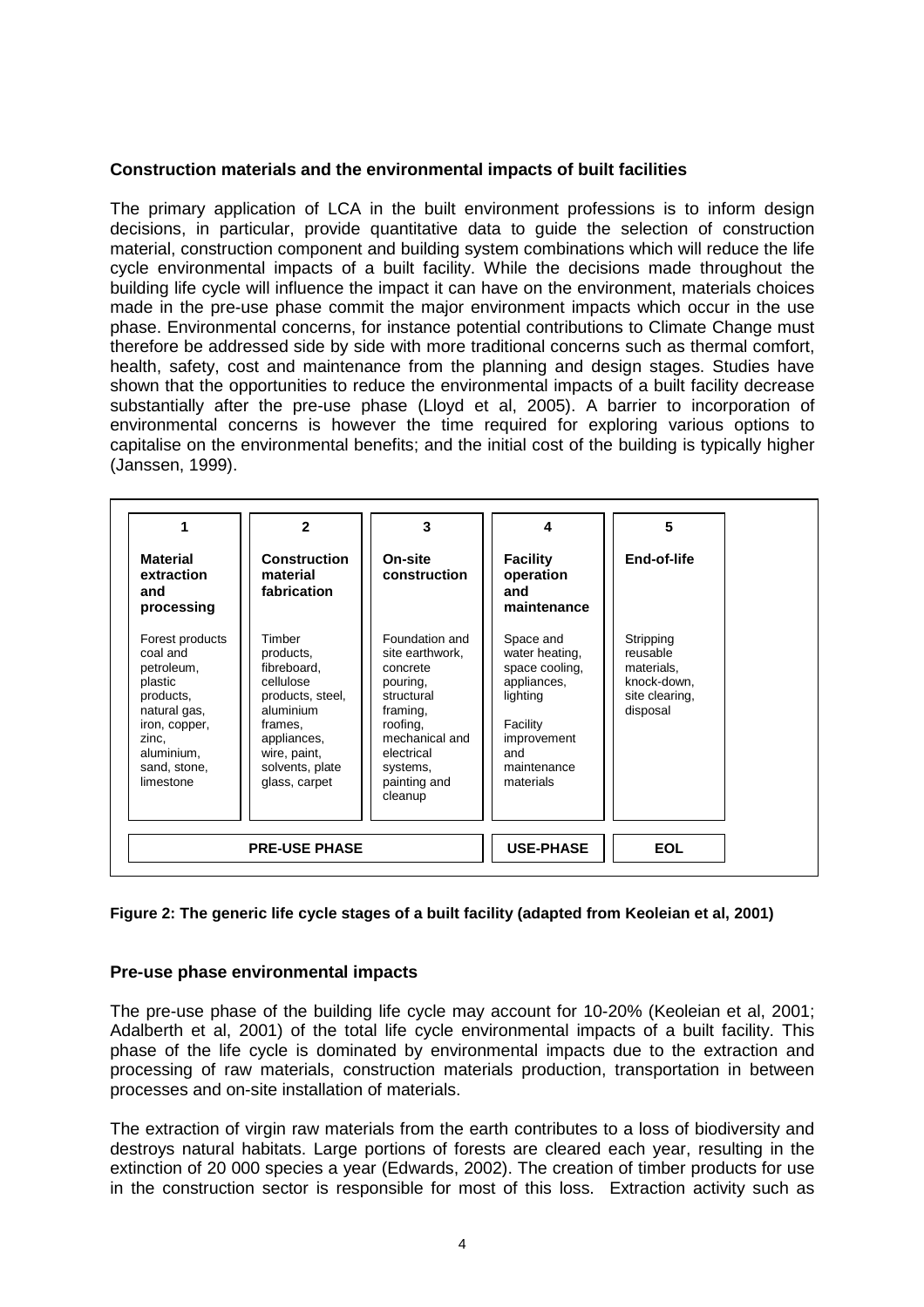### Construction materials and the environmental impacts of built facilities

The primary application of LCA in the built environment professions is to inform design decisions, in particular, provide quantitative data to guide the selection of construction material, construction component and building system combinations which will reduce the life cycle environmental impacts of a built facility. While the decisions made throughout the building life cycle will influence the impact it can have on the environment, materials choices made in the pre-use phase commit the major environment impacts which occur in the use phase. Environmental concerns, for instance potential contributions to Climate Change must therefore be addressed side by side with more traditional concerns such as thermal comfort, health, safety, cost and maintenance from the planning and design stages. Studies have shown that the opportunities to reduce the environmental impacts of a built facility decrease substantially after the pre-use phase (Lloyd et al, 2005). A barrier to incorporation of environmental concerns is however the time required for exploring various options to capitalise on the environmental benefits; and the initial cost of the building is typically higher (Janssen, 1999).

| 1 | 2 | 3 | 4 | 5 |
|---|---|---|---|---|
| **Material extraction and processing** | **Construction material fabrication** | **On-site construction** | **Facility operation and maintenance** | **End-of-life** |
| Forest products coal and petroleum, plastic products, natural gas, iron, copper, zinc, aluminium, sand, stone, limestone | Timber products, fibreboard, cellulose products, steel, aluminium frames, appliances, wire, paint, solvents, plate glass, carpet | Foundation and site earthwork, concrete pouring, structural framing, roofing, mechanical and electrical systems, painting and cleanup | Space and water heating, space cooling, appliances, lighting<br><br>Facility improvement and maintenance materials | Stripping reusable materials, knock-down, site clearing, disposal |
| **PRE-USE PHASE** | | | **USE-PHASE** | **EOL** |

**Figure 2: The generic life cycle stages of a built facility (adapted from Keoleian et al, 2001)**

### Pre-use phase environmental impacts

The pre-use phase of the building life cycle may account for 10-20% (Keoleian et al, 2001; Adalberth et al, 2001) of the total life cycle environmental impacts of a built facility. This phase of the life cycle is dominated by environmental impacts due to the extraction and processing of raw materials, construction materials production, transportation in between processes and on-site installation of materials.

The extraction of virgin raw materials from the earth contributes to a loss of biodiversity and destroys natural habitats. Large portions of forests are cleared each year, resulting in the extinction of 20 000 species a year (Edwards, 2002). The creation of timber products for use in the construction sector is responsible for most of this loss. Extraction activity such as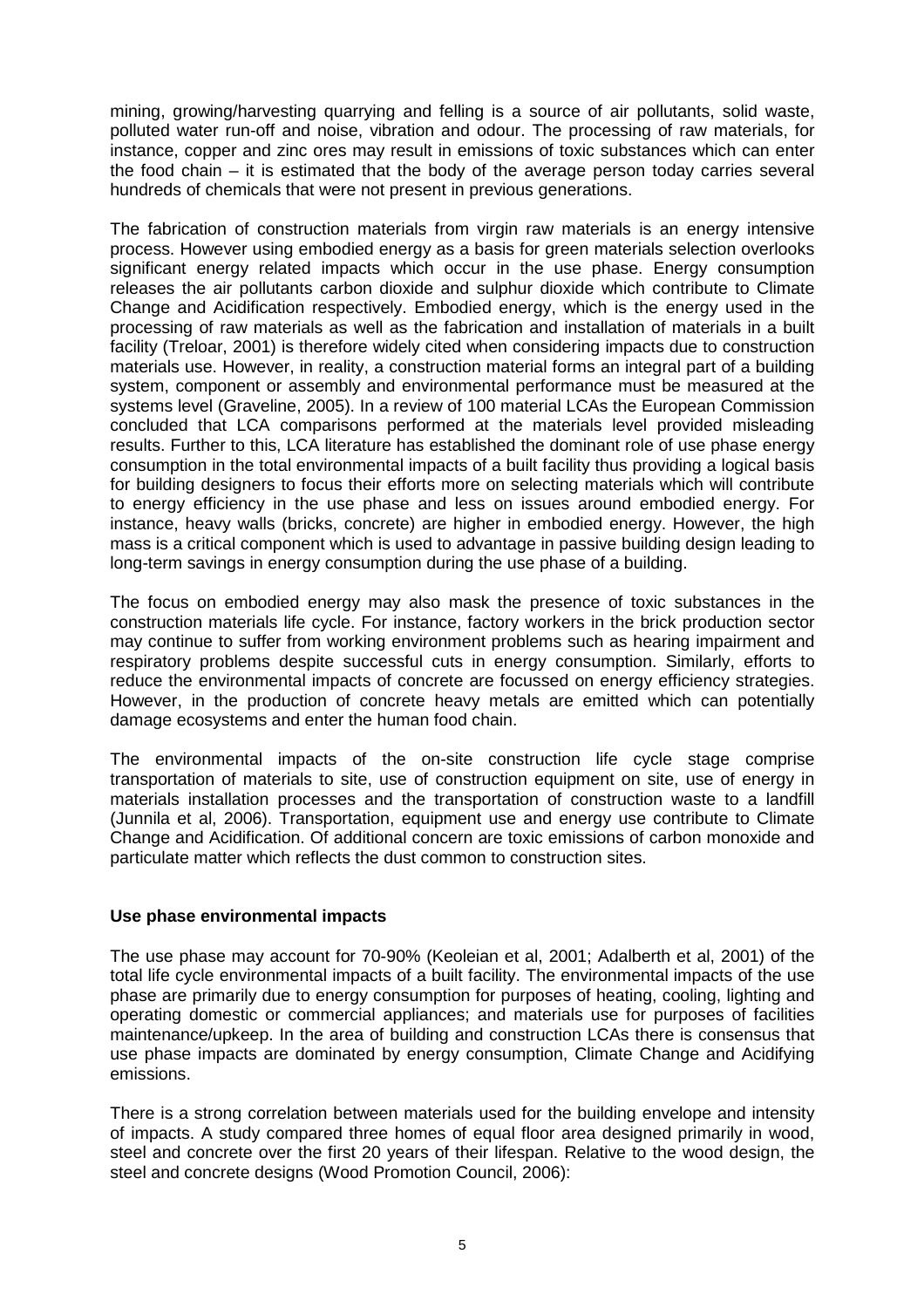mining, growing/harvesting quarrying and felling is a source of air pollutants, solid waste, polluted water run-off and noise, vibration and odour. The processing of raw materials, for instance, copper and zinc ores may result in emissions of toxic substances which can enter the food chain – it is estimated that the body of the average person today carries several hundreds of chemicals that were not present in previous generations.

The fabrication of construction materials from virgin raw materials is an energy intensive process. However using embodied energy as a basis for green materials selection overlooks significant energy related impacts which occur in the use phase. Energy consumption releases the air pollutants carbon dioxide and sulphur dioxide which contribute to Climate Change and Acidification respectively. Embodied energy, which is the energy used in the processing of raw materials as well as the fabrication and installation of materials in a built facility (Treloar, 2001) is therefore widely cited when considering impacts due to construction materials use. However, in reality, a construction material forms an integral part of a building system, component or assembly and environmental performance must be measured at the systems level (Graveline, 2005). In a review of 100 material LCAs the European Commission concluded that LCA comparisons performed at the materials level provided misleading results. Further to this, LCA literature has established the dominant role of use phase energy consumption in the total environmental impacts of a built facility thus providing a logical basis for building designers to focus their efforts more on selecting materials which will contribute to energy efficiency in the use phase and less on issues around embodied energy. For instance, heavy walls (bricks, concrete) are higher in embodied energy. However, the high mass is a critical component which is used to advantage in passive building design leading to long-term savings in energy consumption during the use phase of a building.

The focus on embodied energy may also mask the presence of toxic substances in the construction materials life cycle. For instance, factory workers in the brick production sector may continue to suffer from working environment problems such as hearing impairment and respiratory problems despite successful cuts in energy consumption. Similarly, efforts to reduce the environmental impacts of concrete are focussed on energy efficiency strategies. However, in the production of concrete heavy metals are emitted which can potentially damage ecosystems and enter the human food chain.

The environmental impacts of the on-site construction life cycle stage comprise transportation of materials to site, use of construction equipment on site, use of energy in materials installation processes and the transportation of construction waste to a landfill (Junnila et al, 2006). Transportation, equipment use and energy use contribute to Climate Change and Acidification. Of additional concern are toxic emissions of carbon monoxide and particulate matter which reflects the dust common to construction sites.

**Use phase environmental impacts**

The use phase may account for 70-90% (Keoleian et al, 2001; Adalberth et al, 2001) of the total life cycle environmental impacts of a built facility. The environmental impacts of the use phase are primarily due to energy consumption for purposes of heating, cooling, lighting and operating domestic or commercial appliances; and materials use for purposes of facilities maintenance/upkeep. In the area of building and construction LCAs there is consensus that use phase impacts are dominated by energy consumption, Climate Change and Acidifying emissions.

There is a strong correlation between materials used for the building envelope and intensity of impacts. A study compared three homes of equal floor area designed primarily in wood, steel and concrete over the first 20 years of their lifespan. Relative to the wood design, the steel and concrete designs (Wood Promotion Council, 2006):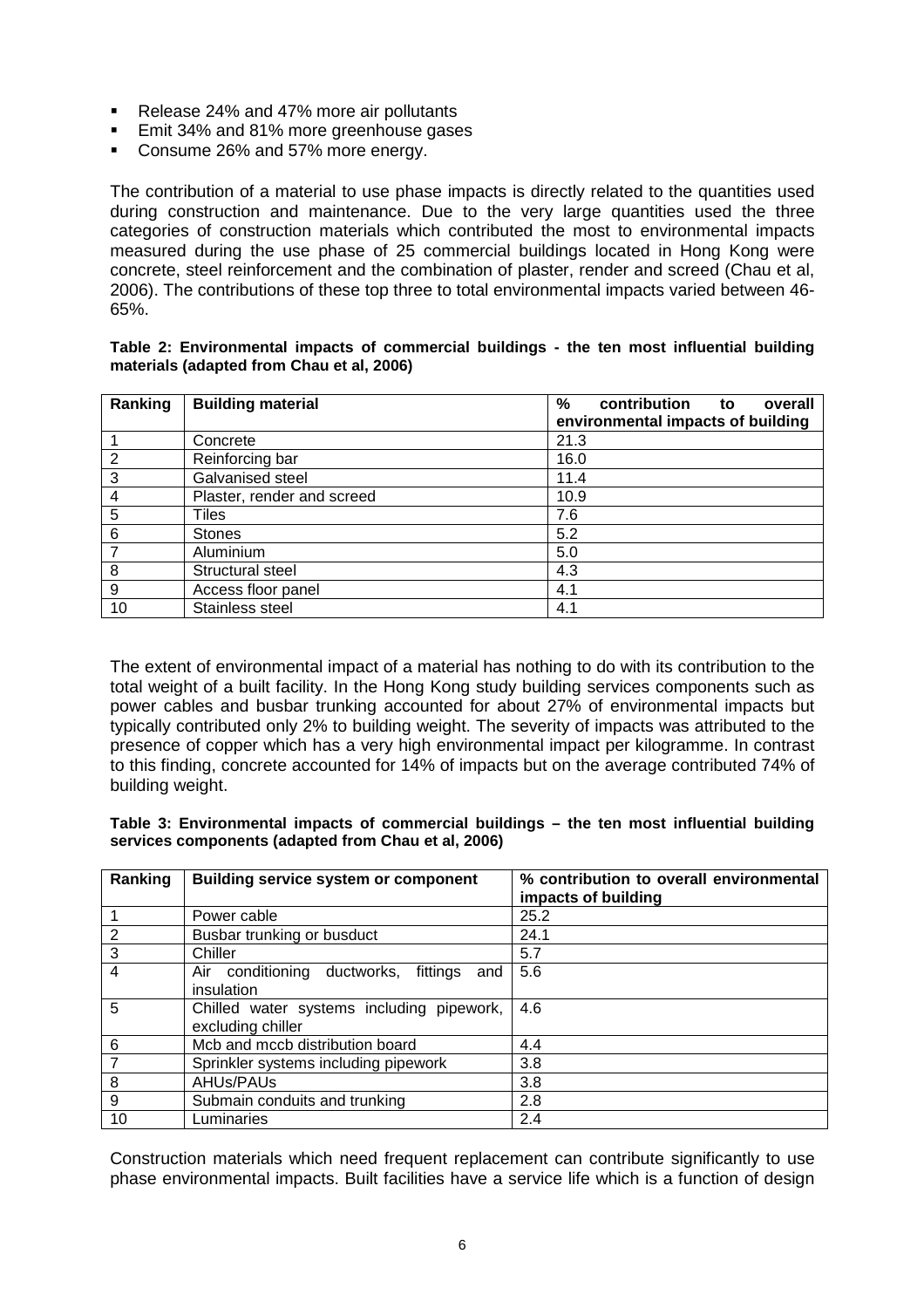- Release 24% and 47% more air pollutants
- Emit 34% and 81% more greenhouse gases
- Consume 26% and 57% more energy.

The contribution of a material to use phase impacts is directly related to the quantities used during construction and maintenance. Due to the very large quantities used the three categories of construction materials which contributed the most to environmental impacts measured during the use phase of 25 commercial buildings located in Hong Kong were concrete, steel reinforcement and the combination of plaster, render and screed (Chau et al, 2006). The contributions of these top three to total environmental impacts varied between 46-65%.

**Table 2: Environmental impacts of commercial buildings - the ten most influential building materials (adapted from Chau et al, 2006)**

| Ranking | Building material | % contribution to overall environmental impacts of building |
|---|---|---|
| 1 | Concrete | 21.3 |
| 2 | Reinforcing bar | 16.0 |
| 3 | Galvanised steel | 11.4 |
| 4 | Plaster, render and screed | 10.9 |
| 5 | Tiles | 7.6 |
| 6 | Stones | 5.2 |
| 7 | Aluminium | 5.0 |
| 8 | Structural steel | 4.3 |
| 9 | Access floor panel | 4.1 |
| 10 | Stainless steel | 4.1 |

The extent of environmental impact of a material has nothing to do with its contribution to the total weight of a built facility. In the Hong Kong study building services components such as power cables and busbar trunking accounted for about 27% of environmental impacts but typically contributed only 2% to building weight. The severity of impacts was attributed to the presence of copper which has a very high environmental impact per kilogramme. In contrast to this finding, concrete accounted for 14% of impacts but on the average contributed 74% of building weight.

**Table 3: Environmental impacts of commercial buildings – the ten most influential building services components (adapted from Chau et al, 2006)**

| Ranking | Building service system or component | % contribution to overall environmental impacts of building |
|---|---|---|
| 1 | Power cable | 25.2 |
| 2 | Busbar trunking or busduct | 24.1 |
| 3 | Chiller | 5.7 |
| 4 | Air conditioning ductworks, fittings and insulation | 5.6 |
| 5 | Chilled water systems including pipework, excluding chiller | 4.6 |
| 6 | Mcb and mccb distribution board | 4.4 |
| 7 | Sprinkler systems including pipework | 3.8 |
| 8 | AHUs/PAUs | 3.8 |
| 9 | Submain conduits and trunking | 2.8 |
| 10 | Luminaries | 2.4 |

Construction materials which need frequent replacement can contribute significantly to use phase environmental impacts. Built facilities have a service life which is a function of design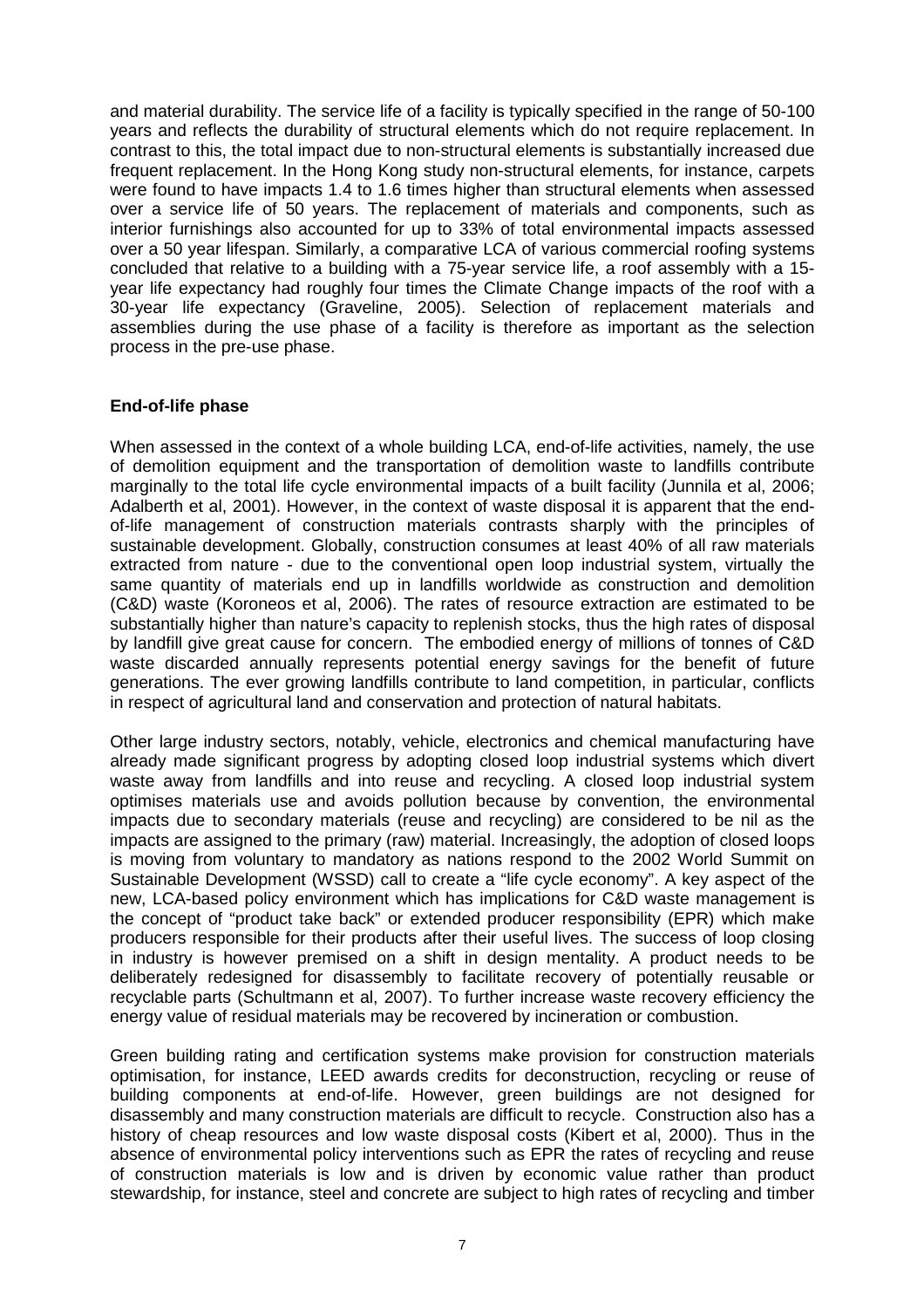and material durability. The service life of a facility is typically specified in the range of 50-100 years and reflects the durability of structural elements which do not require replacement. In contrast to this, the total impact due to non-structural elements is substantially increased due frequent replacement. In the Hong Kong study non-structural elements, for instance, carpets were found to have impacts 1.4 to 1.6 times higher than structural elements when assessed over a service life of 50 years. The replacement of materials and components, such as interior furnishings also accounted for up to 33% of total environmental impacts assessed over a 50 year lifespan. Similarly, a comparative LCA of various commercial roofing systems concluded that relative to a building with a 75-year service life, a roof assembly with a 15-year life expectancy had roughly four times the Climate Change impacts of the roof with a 30-year life expectancy (Graveline, 2005). Selection of replacement materials and assemblies during the use phase of a facility is therefore as important as the selection process in the pre-use phase.

**End-of-life phase**

When assessed in the context of a whole building LCA, end-of-life activities, namely, the use of demolition equipment and the transportation of demolition waste to landfills contribute marginally to the total life cycle environmental impacts of a built facility (Junnila et al, 2006; Adalberth et al, 2001). However, in the context of waste disposal it is apparent that the end-of-life management of construction materials contrasts sharply with the principles of sustainable development. Globally, construction consumes at least 40% of all raw materials extracted from nature - due to the conventional open loop industrial system, virtually the same quantity of materials end up in landfills worldwide as construction and demolition (C&D) waste (Koroneos et al, 2006). The rates of resource extraction are estimated to be substantially higher than nature's capacity to replenish stocks, thus the high rates of disposal by landfill give great cause for concern. The embodied energy of millions of tonnes of C&D waste discarded annually represents potential energy savings for the benefit of future generations. The ever growing landfills contribute to land competition, in particular, conflicts in respect of agricultural land and conservation and protection of natural habitats.

Other large industry sectors, notably, vehicle, electronics and chemical manufacturing have already made significant progress by adopting closed loop industrial systems which divert waste away from landfills and into reuse and recycling. A closed loop industrial system optimises materials use and avoids pollution because by convention, the environmental impacts due to secondary materials (reuse and recycling) are considered to be nil as the impacts are assigned to the primary (raw) material. Increasingly, the adoption of closed loops is moving from voluntary to mandatory as nations respond to the 2002 World Summit on Sustainable Development (WSSD) call to create a "life cycle economy". A key aspect of the new, LCA-based policy environment which has implications for C&D waste management is the concept of "product take back" or extended producer responsibility (EPR) which make producers responsible for their products after their useful lives. The success of loop closing in industry is however premised on a shift in design mentality. A product needs to be deliberately redesigned for disassembly to facilitate recovery of potentially reusable or recyclable parts (Schultmann et al, 2007). To further increase waste recovery efficiency the energy value of residual materials may be recovered by incineration or combustion.

Green building rating and certification systems make provision for construction materials optimisation, for instance, LEED awards credits for deconstruction, recycling or reuse of building components at end-of-life. However, green buildings are not designed for disassembly and many construction materials are difficult to recycle. Construction also has a history of cheap resources and low waste disposal costs (Kibert et al, 2000). Thus in the absence of environmental policy interventions such as EPR the rates of recycling and reuse of construction materials is low and is driven by economic value rather than product stewardship, for instance, steel and concrete are subject to high rates of recycling and timber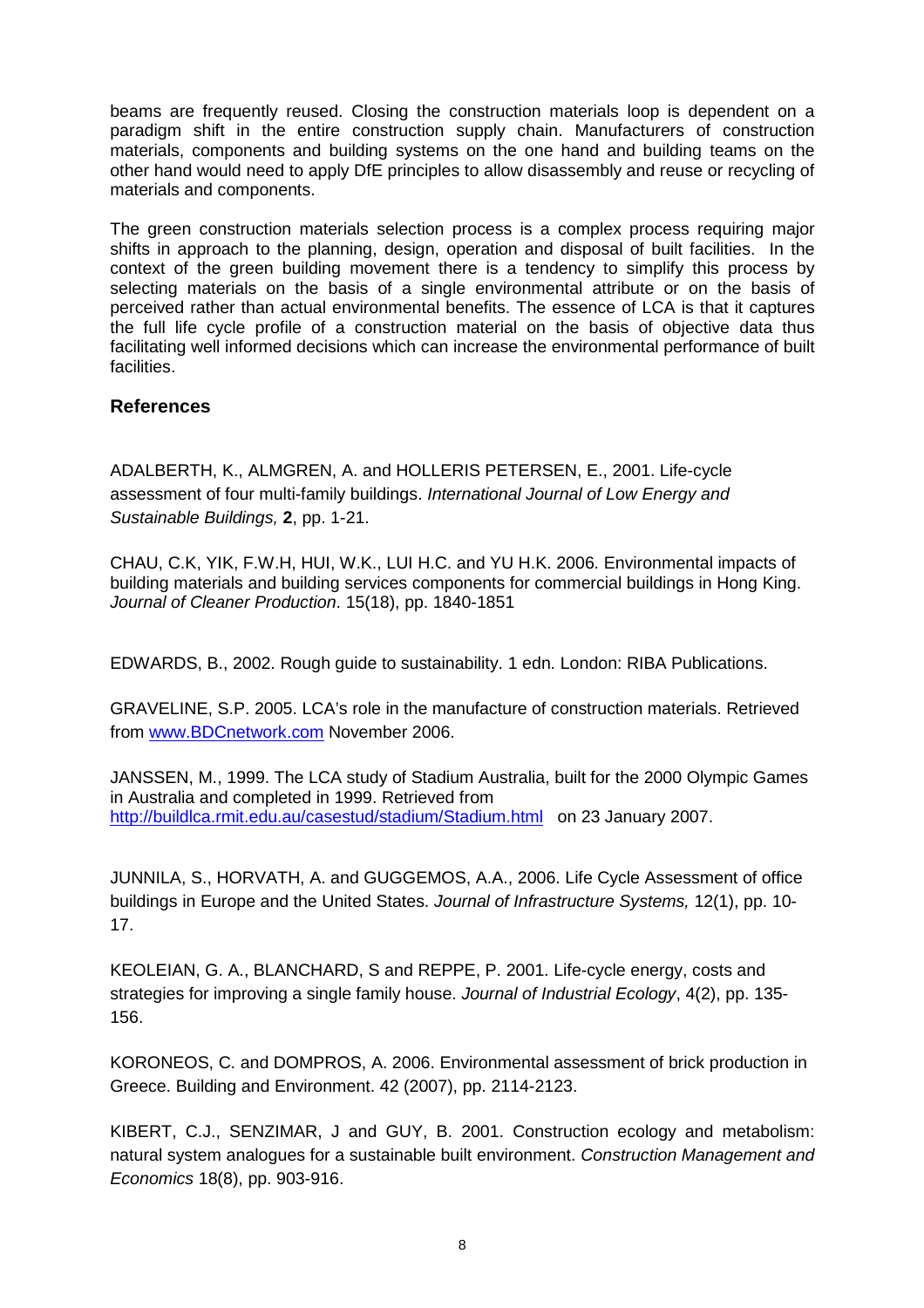beams are frequently reused. Closing the construction materials loop is dependent on a paradigm shift in the entire construction supply chain. Manufacturers of construction materials, components and building systems on the one hand and building teams on the other hand would need to apply DfE principles to allow disassembly and reuse or recycling of materials and components.

The green construction materials selection process is a complex process requiring major shifts in approach to the planning, design, operation and disposal of built facilities. In the context of the green building movement there is a tendency to simplify this process by selecting materials on the basis of a single environmental attribute or on the basis of perceived rather than actual environmental benefits. The essence of LCA is that it captures the full life cycle profile of a construction material on the basis of objective data thus facilitating well informed decisions which can increase the environmental performance of built facilities.

## References

ADALBERTH, K., ALMGREN, A. and HOLLERIS PETERSEN, E., 2001. Life-cycle assessment of four multi-family buildings. *International Journal of Low Energy and Sustainable Buildings,* **2**, pp. 1-21.

CHAU, C.K, YIK, F.W.H, HUI, W.K., LUI H.C. and YU H.K. 2006. Environmental impacts of building materials and building services components for commercial buildings in Hong King. *Journal of Cleaner Production*. 15(18), pp. 1840-1851

EDWARDS, B., 2002. Rough guide to sustainability. 1 edn. London: RIBA Publications.

GRAVELINE, S.P. 2005. LCA's role in the manufacture of construction materials. Retrieved from www.BDCnetwork.com November 2006.

JANSSEN, M., 1999. The LCA study of Stadium Australia, built for the 2000 Olympic Games in Australia and completed in 1999. Retrieved from http://buildlca.rmit.edu.au/casestud/stadium/Stadium.html on 23 January 2007.

JUNNILA, S., HORVATH, A. and GUGGEMOS, A.A., 2006. Life Cycle Assessment of office buildings in Europe and the United States. *Journal of Infrastructure Systems,* 12(1), pp. 10-17.

KEOLEIAN, G. A., BLANCHARD, S and REPPE, P. 2001. Life-cycle energy, costs and strategies for improving a single family house. *Journal of Industrial Ecology*, 4(2), pp. 135-156.

KORONEOS, C. and DOMPROS, A. 2006. Environmental assessment of brick production in Greece. Building and Environment. 42 (2007), pp. 2114-2123.

KIBERT, C.J., SENZIMAR, J and GUY, B. 2001. Construction ecology and metabolism: natural system analogues for a sustainable built environment. *Construction Management and Economics* 18(8), pp. 903-916.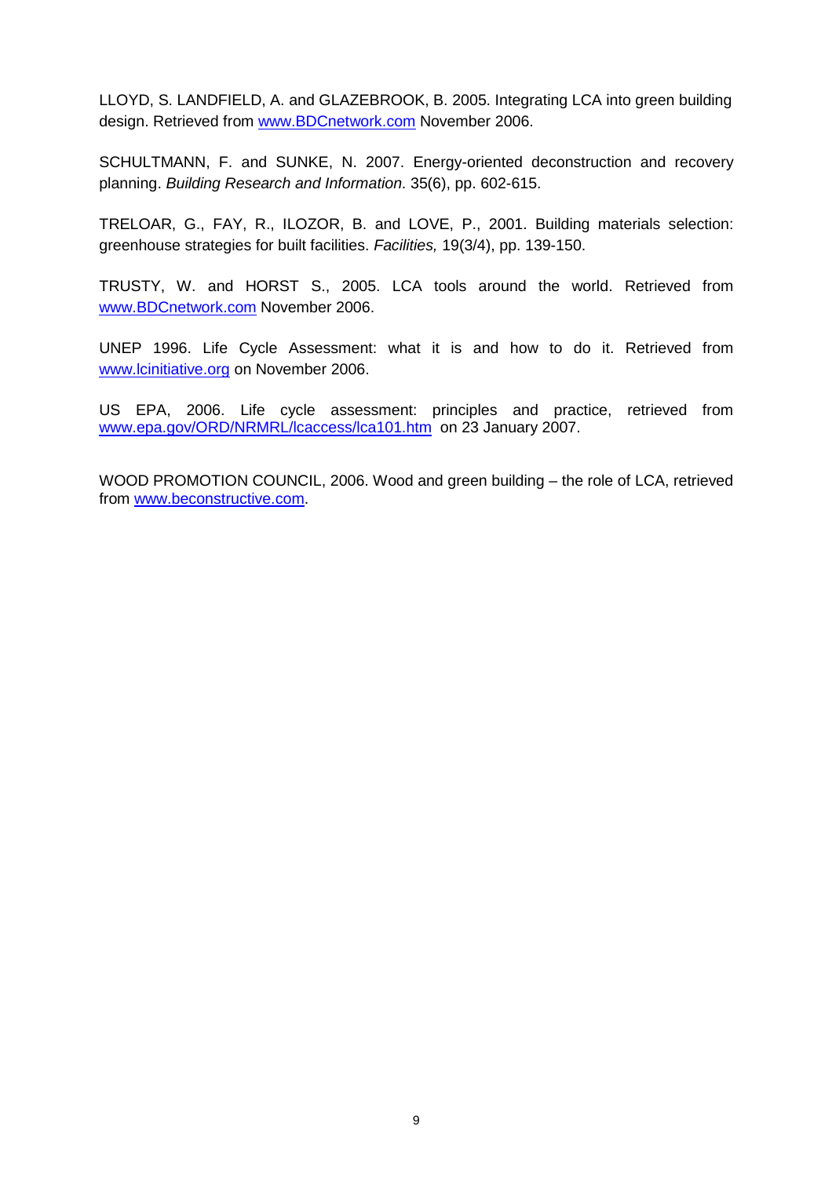LLOYD, S. LANDFIELD, A. and GLAZEBROOK, B. 2005. Integrating LCA into green building design. Retrieved from www.BDCnetwork.com November 2006.

SCHULTMANN, F. and SUNKE, N. 2007. Energy-oriented deconstruction and recovery planning. *Building Research and Information*. 35(6), pp. 602-615.

TRELOAR, G., FAY, R., ILOZOR, B. and LOVE, P., 2001. Building materials selection: greenhouse strategies for built facilities. *Facilities,* 19(3/4), pp. 139-150.

TRUSTY, W. and HORST S., 2005. LCA tools around the world. Retrieved from www.BDCnetwork.com November 2006.

UNEP 1996. Life Cycle Assessment: what it is and how to do it. Retrieved from www.lcinitiative.org on November 2006.

US EPA, 2006. Life cycle assessment: principles and practice, retrieved from www.epa.gov/ORD/NRMRL/lcaccess/lca101.htm on 23 January 2007.

WOOD PROMOTION COUNCIL, 2006. Wood and green building – the role of LCA, retrieved from www.beconstructive.com.